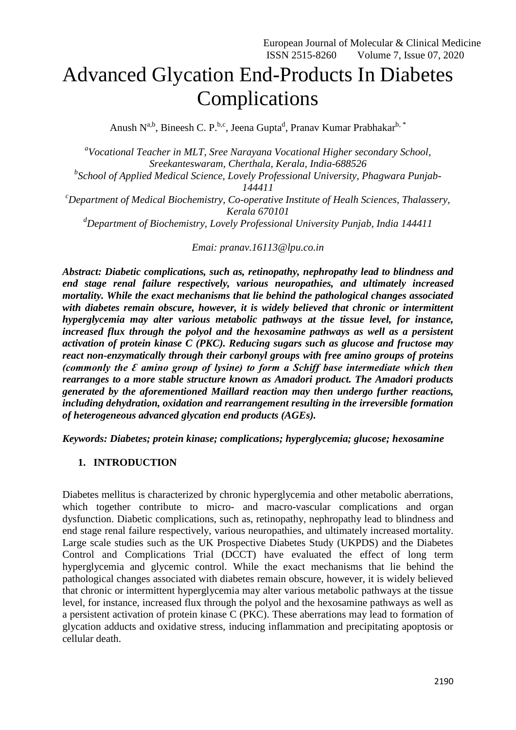# Advanced Glycation End-Products In Diabetes Complications

Anush N[a,b], Bineesh C. P.[b,c], Jeena Gupta[d], Pranav Kumar Prabhakar[b,*]

[a]*Vocational Teacher in MLT, Sree Narayana Vocational Higher secondary School, Sreekanteswaram, Cherthala, Kerala, India-688526*

[b]*School of Applied Medical Science, Lovely Professional University, Phagwara Punjab-144411*

[c]*Department of Medical Biochemistry, Co-operative Institute of Healh Sciences, Thalassery, Kerala 670101*

[d]*Department of Biochemistry, Lovely Professional University Punjab, India 144411*

*Emai: pranav.16113@lpu.co.in*

***Abstract: Diabetic complications, such as, retinopathy, nephropathy lead to blindness and end stage renal failure respectively, various neuropathies, and ultimately increased mortality. While the exact mechanisms that lie behind the pathological changes associated with diabetes remain obscure, however, it is widely believed that chronic or intermittent hyperglycemia may alter various metabolic pathways at the tissue level, for instance, increased flux through the polyol and the hexosamine pathways as well as a persistent activation of protein kinase C (PKC). Reducing sugars such as glucose and fructose may react non-enzymatically through their carbonyl groups with free amino groups of proteins (commonly the Ɛ amino group of lysine) to form a Schiff base intermediate which then rearranges to a more stable structure known as Amadori product. The Amadori products generated by the aforementioned Maillard reaction may then undergo further reactions, including dehydration, oxidation and rearrangement resulting in the irreversible formation of heterogeneous advanced glycation end products (AGEs).***

***Keywords: Diabetes; protein kinase; complications; hyperglycemia; glucose; hexosamine***

## 1. INTRODUCTION

Diabetes mellitus is characterized by chronic hyperglycemia and other metabolic aberrations, which together contribute to micro- and macro-vascular complications and organ dysfunction. Diabetic complications, such as, retinopathy, nephropathy lead to blindness and end stage renal failure respectively, various neuropathies, and ultimately increased mortality. Large scale studies such as the UK Prospective Diabetes Study (UKPDS) and the Diabetes Control and Complications Trial (DCCT) have evaluated the effect of long term hyperglycemia and glycemic control. While the exact mechanisms that lie behind the pathological changes associated with diabetes remain obscure, however, it is widely believed that chronic or intermittent hyperglycemia may alter various metabolic pathways at the tissue level, for instance, increased flux through the polyol and the hexosamine pathways as well as a persistent activation of protein kinase C (PKC). These aberrations may lead to formation of glycation adducts and oxidative stress, inducing inflammation and precipitating apoptosis or cellular death.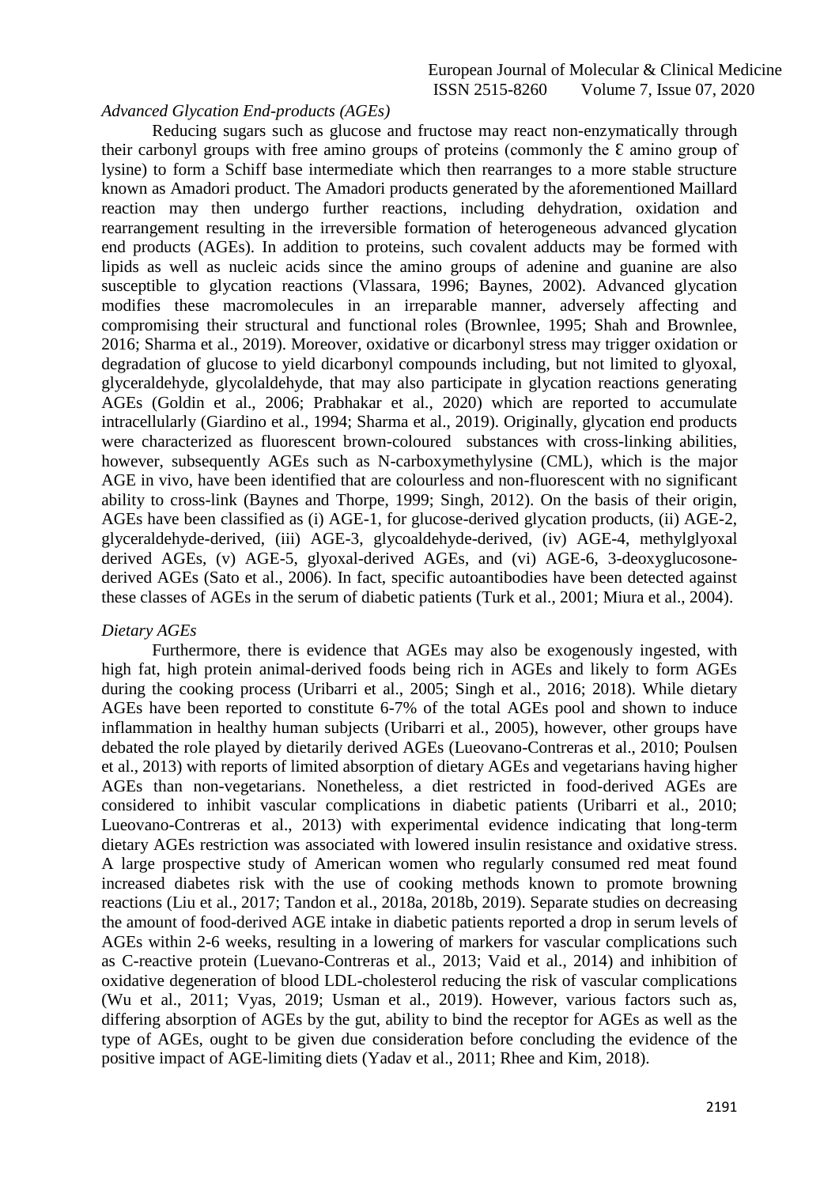*Advanced Glycation End-products (AGEs)*

Reducing sugars such as glucose and fructose may react non-enzymatically through their carbonyl groups with free amino groups of proteins (commonly the Ɛ amino group of lysine) to form a Schiff base intermediate which then rearranges to a more stable structure known as Amadori product. The Amadori products generated by the aforementioned Maillard reaction may then undergo further reactions, including dehydration, oxidation and rearrangement resulting in the irreversible formation of heterogeneous advanced glycation end products (AGEs). In addition to proteins, such covalent adducts may be formed with lipids as well as nucleic acids since the amino groups of adenine and guanine are also susceptible to glycation reactions (Vlassara, 1996; Baynes, 2002). Advanced glycation modifies these macromolecules in an irreparable manner, adversely affecting and compromising their structural and functional roles (Brownlee, 1995; Shah and Brownlee, 2016; Sharma et al., 2019). Moreover, oxidative or dicarbonyl stress may trigger oxidation or degradation of glucose to yield dicarbonyl compounds including, but not limited to glyoxal, glyceraldehyde, glycolaldehyde, that may also participate in glycation reactions generating AGEs (Goldin et al., 2006; Prabhakar et al., 2020) which are reported to accumulate intracellularly (Giardino et al., 1994; Sharma et al., 2019). Originally, glycation end products were characterized as fluorescent brown-coloured substances with cross-linking abilities, however, subsequently AGEs such as N-carboxymethylysine (CML), which is the major AGE in vivo, have been identified that are colourless and non-fluorescent with no significant ability to cross-link (Baynes and Thorpe, 1999; Singh, 2012). On the basis of their origin, AGEs have been classified as (i) AGE-1, for glucose-derived glycation products, (ii) AGE-2, glyceraldehyde-derived, (iii) AGE-3, glycoaldehyde-derived, (iv) AGE-4, methylglyoxal derived AGEs, (v) AGE-5, glyoxal-derived AGEs, and (vi) AGE-6, 3-deoxyglucosone-derived AGEs (Sato et al., 2006). In fact, specific autoantibodies have been detected against these classes of AGEs in the serum of diabetic patients (Turk et al., 2001; Miura et al., 2004).

*Dietary AGEs*

Furthermore, there is evidence that AGEs may also be exogenously ingested, with high fat, high protein animal-derived foods being rich in AGEs and likely to form AGEs during the cooking process (Uribarri et al., 2005; Singh et al., 2016; 2018). While dietary AGEs have been reported to constitute 6-7% of the total AGEs pool and shown to induce inflammation in healthy human subjects (Uribarri et al., 2005), however, other groups have debated the role played by dietarily derived AGEs (Lueovano-Contreras et al., 2010; Poulsen et al., 2013) with reports of limited absorption of dietary AGEs and vegetarians having higher AGEs than non-vegetarians. Nonetheless, a diet restricted in food-derived AGEs are considered to inhibit vascular complications in diabetic patients (Uribarri et al., 2010; Lueovano-Contreras et al., 2013) with experimental evidence indicating that long-term dietary AGEs restriction was associated with lowered insulin resistance and oxidative stress. A large prospective study of American women who regularly consumed red meat found increased diabetes risk with the use of cooking methods known to promote browning reactions (Liu et al., 2017; Tandon et al., 2018a, 2018b, 2019). Separate studies on decreasing the amount of food-derived AGE intake in diabetic patients reported a drop in serum levels of AGEs within 2-6 weeks, resulting in a lowering of markers for vascular complications such as C-reactive protein (Luevano-Contreras et al., 2013; Vaid et al., 2014) and inhibition of oxidative degeneration of blood LDL-cholesterol reducing the risk of vascular complications (Wu et al., 2011; Vyas, 2019; Usman et al., 2019). However, various factors such as, differing absorption of AGEs by the gut, ability to bind the receptor for AGEs as well as the type of AGEs, ought to be given due consideration before concluding the evidence of the positive impact of AGE-limiting diets (Yadav et al., 2011; Rhee and Kim, 2018).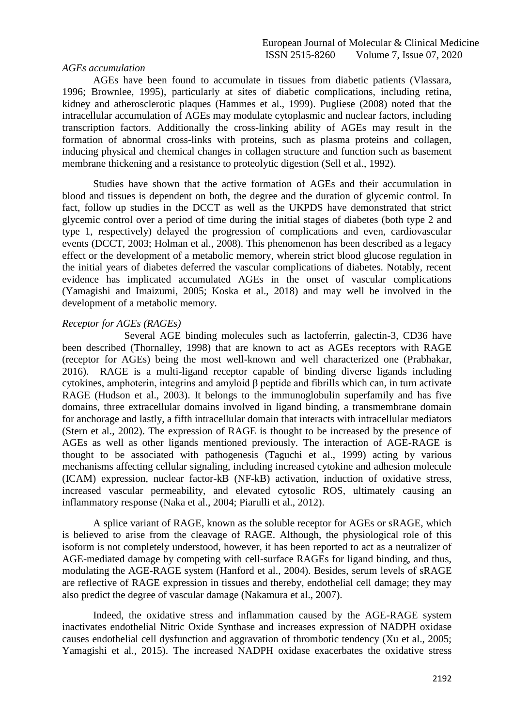*AGEs accumulation*

AGEs have been found to accumulate in tissues from diabetic patients (Vlassara, 1996; Brownlee, 1995), particularly at sites of diabetic complications, including retina, kidney and atherosclerotic plaques (Hammes et al., 1999). Pugliese (2008) noted that the intracellular accumulation of AGEs may modulate cytoplasmic and nuclear factors, including transcription factors. Additionally the cross-linking ability of AGEs may result in the formation of abnormal cross-links with proteins, such as plasma proteins and collagen, inducing physical and chemical changes in collagen structure and function such as basement membrane thickening and a resistance to proteolytic digestion (Sell et al., 1992).

Studies have shown that the active formation of AGEs and their accumulation in blood and tissues is dependent on both, the degree and the duration of glycemic control. In fact, follow up studies in the DCCT as well as the UKPDS have demonstrated that strict glycemic control over a period of time during the initial stages of diabetes (both type 2 and type 1, respectively) delayed the progression of complications and even, cardiovascular events (DCCT, 2003; Holman et al., 2008). This phenomenon has been described as a legacy effect or the development of a metabolic memory, wherein strict blood glucose regulation in the initial years of diabetes deferred the vascular complications of diabetes. Notably, recent evidence has implicated accumulated AGEs in the onset of vascular complications (Yamagishi and Imaizumi, 2005; Koska et al., 2018) and may well be involved in the development of a metabolic memory.

*Receptor for AGEs (RAGEs)*

Several AGE binding molecules such as lactoferrin, galectin-3, CD36 have been described (Thornalley, 1998) that are known to act as AGEs receptors with RAGE (receptor for AGEs) being the most well-known and well characterized one (Prabhakar, 2016). RAGE is a multi-ligand receptor capable of binding diverse ligands including cytokines, amphoterin, integrins and amyloid β peptide and fibrills which can, in turn activate RAGE (Hudson et al., 2003). It belongs to the immunoglobulin superfamily and has five domains, three extracellular domains involved in ligand binding, a transmembrane domain for anchorage and lastly, a fifth intracellular domain that interacts with intracellular mediators (Stern et al., 2002). The expression of RAGE is thought to be increased by the presence of AGEs as well as other ligands mentioned previously. The interaction of AGE-RAGE is thought to be associated with pathogenesis (Taguchi et al., 1999) acting by various mechanisms affecting cellular signaling, including increased cytokine and adhesion molecule (ICAM) expression, nuclear factor-kB (NF-kB) activation, induction of oxidative stress, increased vascular permeability, and elevated cytosolic ROS, ultimately causing an inflammatory response (Naka et al., 2004; Piarulli et al., 2012).

A splice variant of RAGE, known as the soluble receptor for AGEs or sRAGE, which is believed to arise from the cleavage of RAGE. Although, the physiological role of this isoform is not completely understood, however, it has been reported to act as a neutralizer of AGE-mediated damage by competing with cell-surface RAGEs for ligand binding, and thus, modulating the AGE-RAGE system (Hanford et al., 2004). Besides, serum levels of sRAGE are reflective of RAGE expression in tissues and thereby, endothelial cell damage; they may also predict the degree of vascular damage (Nakamura et al., 2007).

Indeed, the oxidative stress and inflammation caused by the AGE-RAGE system inactivates endothelial Nitric Oxide Synthase and increases expression of NADPH oxidase causes endothelial cell dysfunction and aggravation of thrombotic tendency (Xu et al., 2005; Yamagishi et al., 2015). The increased NADPH oxidase exacerbates the oxidative stress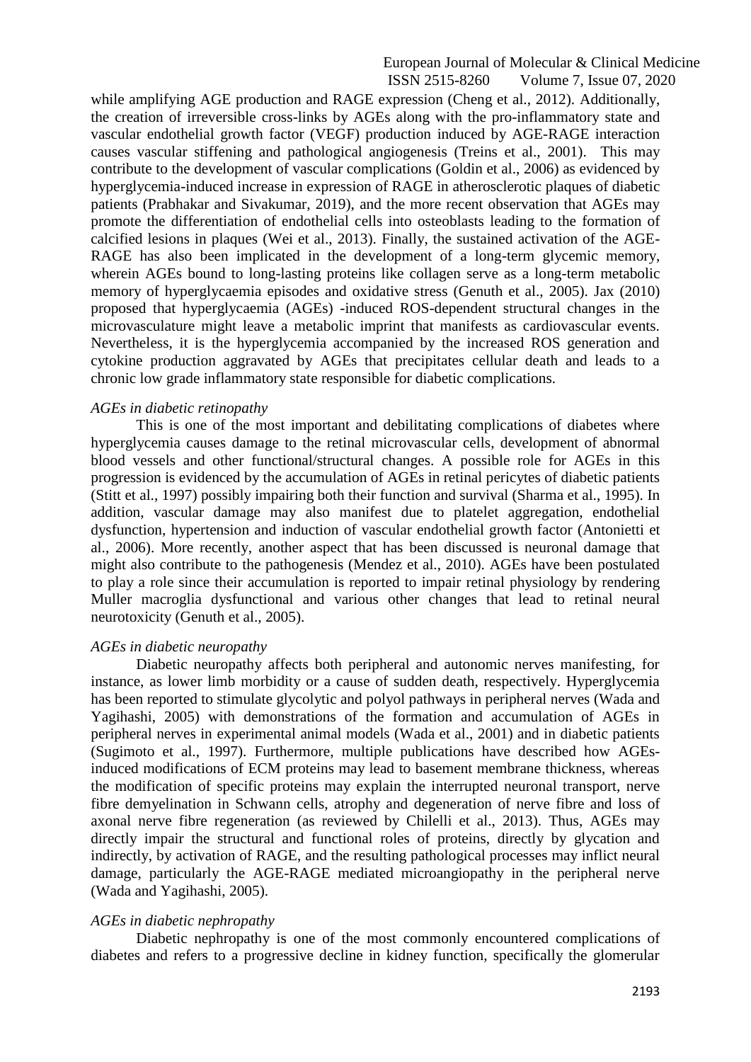while amplifying AGE production and RAGE expression (Cheng et al., 2012). Additionally, the creation of irreversible cross-links by AGEs along with the pro-inflammatory state and vascular endothelial growth factor (VEGF) production induced by AGE-RAGE interaction causes vascular stiffening and pathological angiogenesis (Treins et al., 2001). This may contribute to the development of vascular complications (Goldin et al., 2006) as evidenced by hyperglycemia-induced increase in expression of RAGE in atherosclerotic plaques of diabetic patients (Prabhakar and Sivakumar, 2019), and the more recent observation that AGEs may promote the differentiation of endothelial cells into osteoblasts leading to the formation of calcified lesions in plaques (Wei et al., 2013). Finally, the sustained activation of the AGE-RAGE has also been implicated in the development of a long-term glycemic memory, wherein AGEs bound to long-lasting proteins like collagen serve as a long-term metabolic memory of hyperglycaemia episodes and oxidative stress (Genuth et al., 2005). Jax (2010) proposed that hyperglycaemia (AGEs) -induced ROS-dependent structural changes in the microvasculature might leave a metabolic imprint that manifests as cardiovascular events. Nevertheless, it is the hyperglycemia accompanied by the increased ROS generation and cytokine production aggravated by AGEs that precipitates cellular death and leads to a chronic low grade inflammatory state responsible for diabetic complications.

*AGEs in diabetic retinopathy*

This is one of the most important and debilitating complications of diabetes where hyperglycemia causes damage to the retinal microvascular cells, development of abnormal blood vessels and other functional/structural changes. A possible role for AGEs in this progression is evidenced by the accumulation of AGEs in retinal pericytes of diabetic patients (Stitt et al., 1997) possibly impairing both their function and survival (Sharma et al., 1995). In addition, vascular damage may also manifest due to platelet aggregation, endothelial dysfunction, hypertension and induction of vascular endothelial growth factor (Antonietti et al., 2006). More recently, another aspect that has been discussed is neuronal damage that might also contribute to the pathogenesis (Mendez et al., 2010). AGEs have been postulated to play a role since their accumulation is reported to impair retinal physiology by rendering Muller macroglia dysfunctional and various other changes that lead to retinal neural neurotoxicity (Genuth et al., 2005).

*AGEs in diabetic neuropathy*

Diabetic neuropathy affects both peripheral and autonomic nerves manifesting, for instance, as lower limb morbidity or a cause of sudden death, respectively. Hyperglycemia has been reported to stimulate glycolytic and polyol pathways in peripheral nerves (Wada and Yagihashi, 2005) with demonstrations of the formation and accumulation of AGEs in peripheral nerves in experimental animal models (Wada et al., 2001) and in diabetic patients (Sugimoto et al., 1997). Furthermore, multiple publications have described how AGEs-induced modifications of ECM proteins may lead to basement membrane thickness, whereas the modification of specific proteins may explain the interrupted neuronal transport, nerve fibre demyelination in Schwann cells, atrophy and degeneration of nerve fibre and loss of axonal nerve fibre regeneration (as reviewed by Chilelli et al., 2013). Thus, AGEs may directly impair the structural and functional roles of proteins, directly by glycation and indirectly, by activation of RAGE, and the resulting pathological processes may inflict neural damage, particularly the AGE-RAGE mediated microangiopathy in the peripheral nerve (Wada and Yagihashi, 2005).

*AGEs in diabetic nephropathy*

Diabetic nephropathy is one of the most commonly encountered complications of diabetes and refers to a progressive decline in kidney function, specifically the glomerular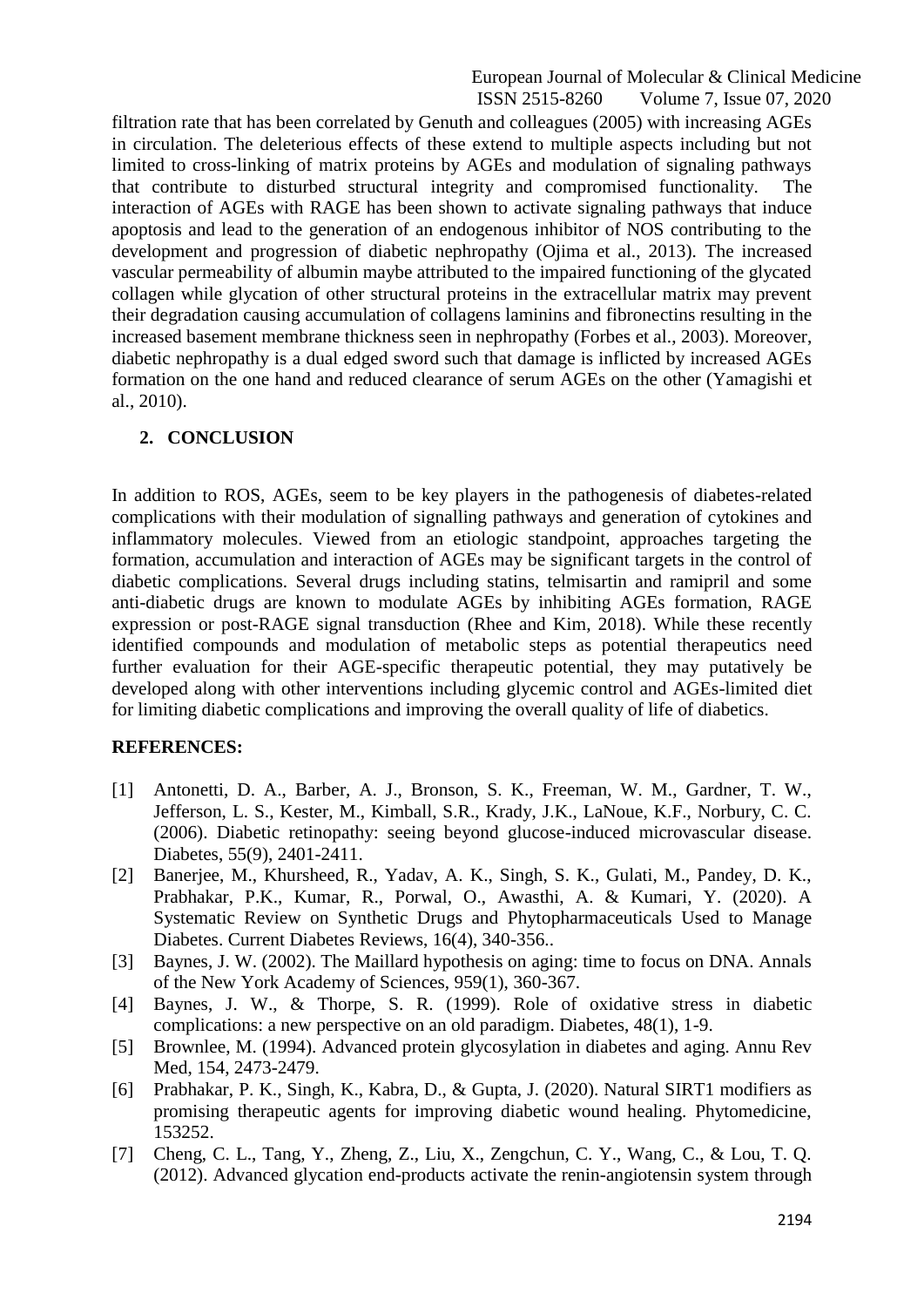filtration rate that has been correlated by Genuth and colleagues (2005) with increasing AGEs in circulation. The deleterious effects of these extend to multiple aspects including but not limited to cross-linking of matrix proteins by AGEs and modulation of signaling pathways that contribute to disturbed structural integrity and compromised functionality. The interaction of AGEs with RAGE has been shown to activate signaling pathways that induce apoptosis and lead to the generation of an endogenous inhibitor of NOS contributing to the development and progression of diabetic nephropathy (Ojima et al., 2013). The increased vascular permeability of albumin maybe attributed to the impaired functioning of the glycated collagen while glycation of other structural proteins in the extracellular matrix may prevent their degradation causing accumulation of collagens laminins and fibronectins resulting in the increased basement membrane thickness seen in nephropathy (Forbes et al., 2003). Moreover, diabetic nephropathy is a dual edged sword such that damage is inflicted by increased AGEs formation on the one hand and reduced clearance of serum AGEs on the other (Yamagishi et al., 2010).

## 2. CONCLUSION

In addition to ROS, AGEs, seem to be key players in the pathogenesis of diabetes-related complications with their modulation of signalling pathways and generation of cytokines and inflammatory molecules. Viewed from an etiologic standpoint, approaches targeting the formation, accumulation and interaction of AGEs may be significant targets in the control of diabetic complications. Several drugs including statins, telmisartin and ramipril and some anti-diabetic drugs are known to modulate AGEs by inhibiting AGEs formation, RAGE expression or post-RAGE signal transduction (Rhee and Kim, 2018). While these recently identified compounds and modulation of metabolic steps as potential therapeutics need further evaluation for their AGE-specific therapeutic potential, they may putatively be developed along with other interventions including glycemic control and AGEs-limited diet for limiting diabetic complications and improving the overall quality of life of diabetics.

## REFERENCES:

[1] Antonetti, D. A., Barber, A. J., Bronson, S. K., Freeman, W. M., Gardner, T. W., Jefferson, L. S., Kester, M., Kimball, S.R., Krady, J.K., LaNoue, K.F., Norbury, C. C. (2006). Diabetic retinopathy: seeing beyond glucose-induced microvascular disease. Diabetes, 55(9), 2401-2411.

[2] Banerjee, M., Khursheed, R., Yadav, A. K., Singh, S. K., Gulati, M., Pandey, D. K., Prabhakar, P.K., Kumar, R., Porwal, O., Awasthi, A. & Kumari, Y. (2020). A Systematic Review on Synthetic Drugs and Phytopharmaceuticals Used to Manage Diabetes. Current Diabetes Reviews, 16(4), 340-356..

[3] Baynes, J. W. (2002). The Maillard hypothesis on aging: time to focus on DNA. Annals of the New York Academy of Sciences, 959(1), 360-367.

[4] Baynes, J. W., & Thorpe, S. R. (1999). Role of oxidative stress in diabetic complications: a new perspective on an old paradigm. Diabetes, 48(1), 1-9.

[5] Brownlee, M. (1994). Advanced protein glycosylation in diabetes and aging. Annu Rev Med, 154, 2473-2479.

[6] Prabhakar, P. K., Singh, K., Kabra, D., & Gupta, J. (2020). Natural SIRT1 modifiers as promising therapeutic agents for improving diabetic wound healing. Phytomedicine, 153252.

[7] Cheng, C. L., Tang, Y., Zheng, Z., Liu, X., Zengchun, C. Y., Wang, C., & Lou, T. Q. (2012). Advanced glycation end-products activate the renin-angiotensin system through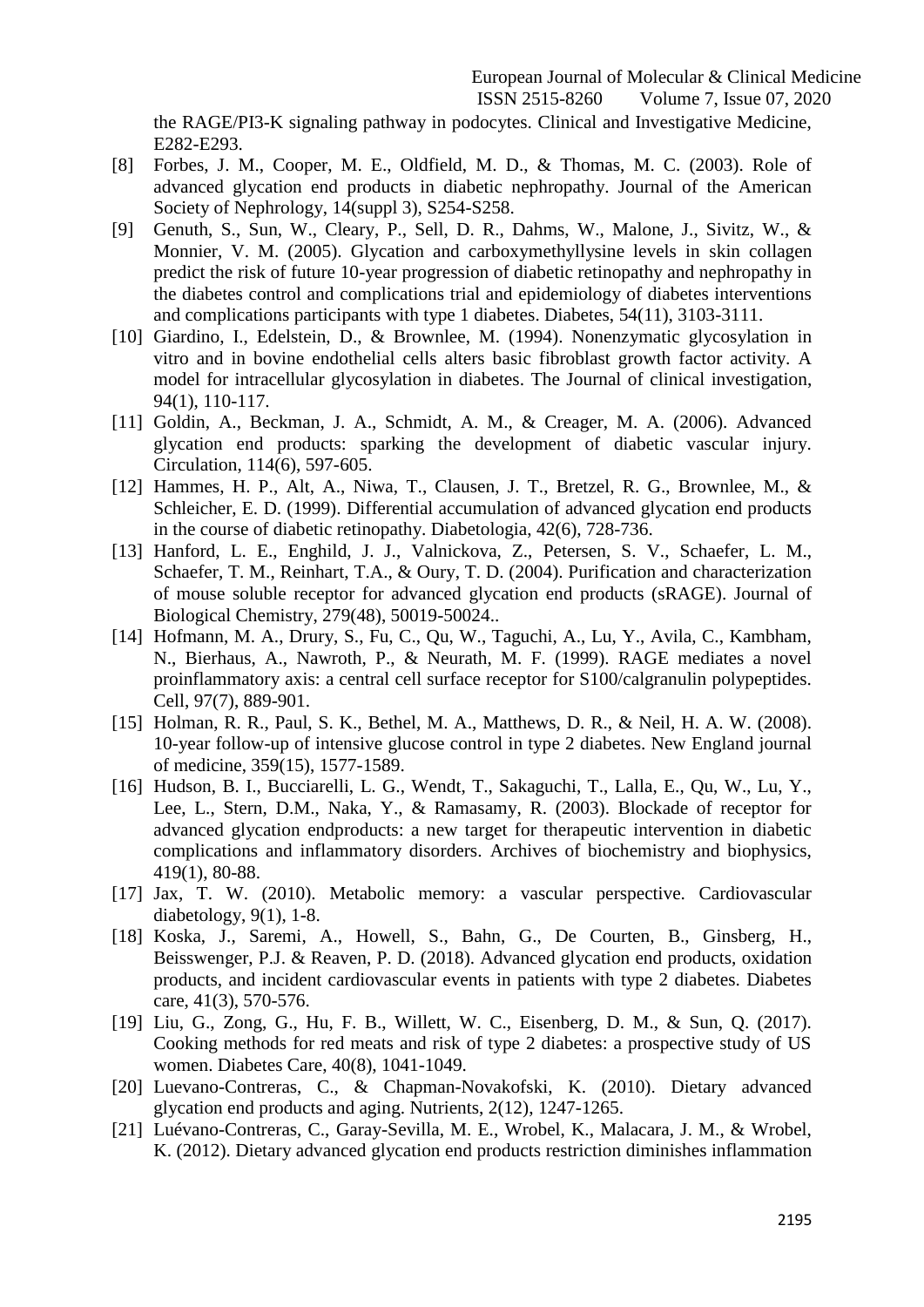the RAGE/PI3-K signaling pathway in podocytes. Clinical and Investigative Medicine, E282-E293.

[8] Forbes, J. M., Cooper, M. E., Oldfield, M. D., & Thomas, M. C. (2003). Role of advanced glycation end products in diabetic nephropathy. Journal of the American Society of Nephrology, 14(suppl 3), S254-S258.

[9] Genuth, S., Sun, W., Cleary, P., Sell, D. R., Dahms, W., Malone, J., Sivitz, W., & Monnier, V. M. (2005). Glycation and carboxymethyllysine levels in skin collagen predict the risk of future 10-year progression of diabetic retinopathy and nephropathy in the diabetes control and complications trial and epidemiology of diabetes interventions and complications participants with type 1 diabetes. Diabetes, 54(11), 3103-3111.

[10] Giardino, I., Edelstein, D., & Brownlee, M. (1994). Nonenzymatic glycosylation in vitro and in bovine endothelial cells alters basic fibroblast growth factor activity. A model for intracellular glycosylation in diabetes. The Journal of clinical investigation, 94(1), 110-117.

[11] Goldin, A., Beckman, J. A., Schmidt, A. M., & Creager, M. A. (2006). Advanced glycation end products: sparking the development of diabetic vascular injury. Circulation, 114(6), 597-605.

[12] Hammes, H. P., Alt, A., Niwa, T., Clausen, J. T., Bretzel, R. G., Brownlee, M., & Schleicher, E. D. (1999). Differential accumulation of advanced glycation end products in the course of diabetic retinopathy. Diabetologia, 42(6), 728-736.

[13] Hanford, L. E., Enghild, J. J., Valnickova, Z., Petersen, S. V., Schaefer, L. M., Schaefer, T. M., Reinhart, T.A., & Oury, T. D. (2004). Purification and characterization of mouse soluble receptor for advanced glycation end products (sRAGE). Journal of Biological Chemistry, 279(48), 50019-50024..

[14] Hofmann, M. A., Drury, S., Fu, C., Qu, W., Taguchi, A., Lu, Y., Avila, C., Kambham, N., Bierhaus, A., Nawroth, P., & Neurath, M. F. (1999). RAGE mediates a novel proinflammatory axis: a central cell surface receptor for S100/calgranulin polypeptides. Cell, 97(7), 889-901.

[15] Holman, R. R., Paul, S. K., Bethel, M. A., Matthews, D. R., & Neil, H. A. W. (2008). 10-year follow-up of intensive glucose control in type 2 diabetes. New England journal of medicine, 359(15), 1577-1589.

[16] Hudson, B. I., Bucciarelli, L. G., Wendt, T., Sakaguchi, T., Lalla, E., Qu, W., Lu, Y., Lee, L., Stern, D.M., Naka, Y., & Ramasamy, R. (2003). Blockade of receptor for advanced glycation endproducts: a new target for therapeutic intervention in diabetic complications and inflammatory disorders. Archives of biochemistry and biophysics, 419(1), 80-88.

[17] Jax, T. W. (2010). Metabolic memory: a vascular perspective. Cardiovascular diabetology, 9(1), 1-8.

[18] Koska, J., Saremi, A., Howell, S., Bahn, G., De Courten, B., Ginsberg, H., Beisswenger, P.J. & Reaven, P. D. (2018). Advanced glycation end products, oxidation products, and incident cardiovascular events in patients with type 2 diabetes. Diabetes care, 41(3), 570-576.

[19] Liu, G., Zong, G., Hu, F. B., Willett, W. C., Eisenberg, D. M., & Sun, Q. (2017). Cooking methods for red meats and risk of type 2 diabetes: a prospective study of US women. Diabetes Care, 40(8), 1041-1049.

[20] Luevano-Contreras, C., & Chapman-Novakofski, K. (2010). Dietary advanced glycation end products and aging. Nutrients, 2(12), 1247-1265.

[21] Luévano-Contreras, C., Garay-Sevilla, M. E., Wrobel, K., Malacara, J. M., & Wrobel, K. (2012). Dietary advanced glycation end products restriction diminishes inflammation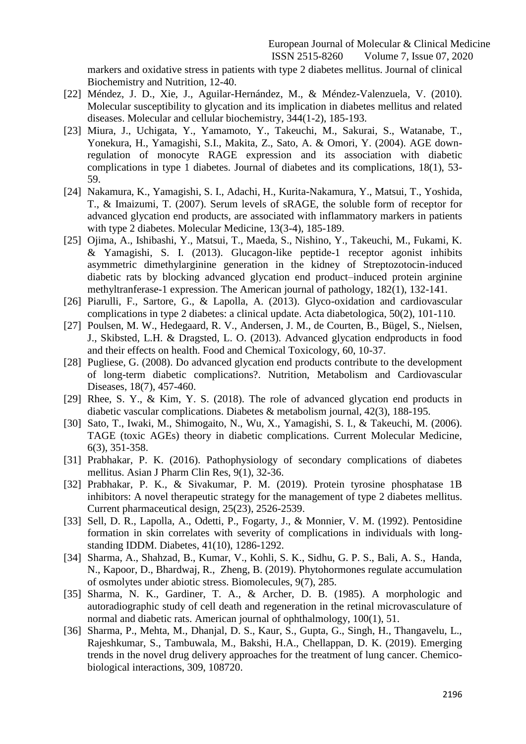markers and oxidative stress in patients with type 2 diabetes mellitus. Journal of clinical Biochemistry and Nutrition, 12-40.

[22] Méndez, J. D., Xie, J., Aguilar-Hernández, M., & Méndez-Valenzuela, V. (2010). Molecular susceptibility to glycation and its implication in diabetes mellitus and related diseases. Molecular and cellular biochemistry, 344(1-2), 185-193.

[23] Miura, J., Uchigata, Y., Yamamoto, Y., Takeuchi, M., Sakurai, S., Watanabe, T., Yonekura, H., Yamagishi, S.I., Makita, Z., Sato, A. & Omori, Y. (2004). AGE down-regulation of monocyte RAGE expression and its association with diabetic complications in type 1 diabetes. Journal of diabetes and its complications, 18(1), 53-59.

[24] Nakamura, K., Yamagishi, S. I., Adachi, H., Kurita-Nakamura, Y., Matsui, T., Yoshida, T., & Imaizumi, T. (2007). Serum levels of sRAGE, the soluble form of receptor for advanced glycation end products, are associated with inflammatory markers in patients with type 2 diabetes. Molecular Medicine, 13(3-4), 185-189.

[25] Ojima, A., Ishibashi, Y., Matsui, T., Maeda, S., Nishino, Y., Takeuchi, M., Fukami, K. & Yamagishi, S. I. (2013). Glucagon-like peptide-1 receptor agonist inhibits asymmetric dimethylarginine generation in the kidney of Streptozotocin-induced diabetic rats by blocking advanced glycation end product–induced protein arginine methyltranferase-1 expression. The American journal of pathology, 182(1), 132-141.

[26] Piarulli, F., Sartore, G., & Lapolla, A. (2013). Glyco-oxidation and cardiovascular complications in type 2 diabetes: a clinical update. Acta diabetologica, 50(2), 101-110.

[27] Poulsen, M. W., Hedegaard, R. V., Andersen, J. M., de Courten, B., Bügel, S., Nielsen, J., Skibsted, L.H. & Dragsted, L. O. (2013). Advanced glycation endproducts in food and their effects on health. Food and Chemical Toxicology, 60, 10-37.

[28] Pugliese, G. (2008). Do advanced glycation end products contribute to the development of long-term diabetic complications?. Nutrition, Metabolism and Cardiovascular Diseases, 18(7), 457-460.

[29] Rhee, S. Y., & Kim, Y. S. (2018). The role of advanced glycation end products in diabetic vascular complications. Diabetes & metabolism journal, 42(3), 188-195.

[30] Sato, T., Iwaki, M., Shimogaito, N., Wu, X., Yamagishi, S. I., & Takeuchi, M. (2006). TAGE (toxic AGEs) theory in diabetic complications. Current Molecular Medicine, 6(3), 351-358.

[31] Prabhakar, P. K. (2016). Pathophysiology of secondary complications of diabetes mellitus. Asian J Pharm Clin Res, 9(1), 32-36.

[32] Prabhakar, P. K., & Sivakumar, P. M. (2019). Protein tyrosine phosphatase 1B inhibitors: A novel therapeutic strategy for the management of type 2 diabetes mellitus. Current pharmaceutical design, 25(23), 2526-2539.

[33] Sell, D. R., Lapolla, A., Odetti, P., Fogarty, J., & Monnier, V. M. (1992). Pentosidine formation in skin correlates with severity of complications in individuals with long-standing IDDM. Diabetes, 41(10), 1286-1292.

[34] Sharma, A., Shahzad, B., Kumar, V., Kohli, S. K., Sidhu, G. P. S., Bali, A. S., Handa, N., Kapoor, D., Bhardwaj, R., Zheng, B. (2019). Phytohormones regulate accumulation of osmolytes under abiotic stress. Biomolecules, 9(7), 285.

[35] Sharma, N. K., Gardiner, T. A., & Archer, D. B. (1985). A morphologic and autoradiographic study of cell death and regeneration in the retinal microvasculature of normal and diabetic rats. American journal of ophthalmology, 100(1), 51.

[36] Sharma, P., Mehta, M., Dhanjal, D. S., Kaur, S., Gupta, G., Singh, H., Thangavelu, L., Rajeshkumar, S., Tambuwala, M., Bakshi, H.A., Chellappan, D. K. (2019). Emerging trends in the novel drug delivery approaches for the treatment of lung cancer. Chemico-biological interactions, 309, 108720.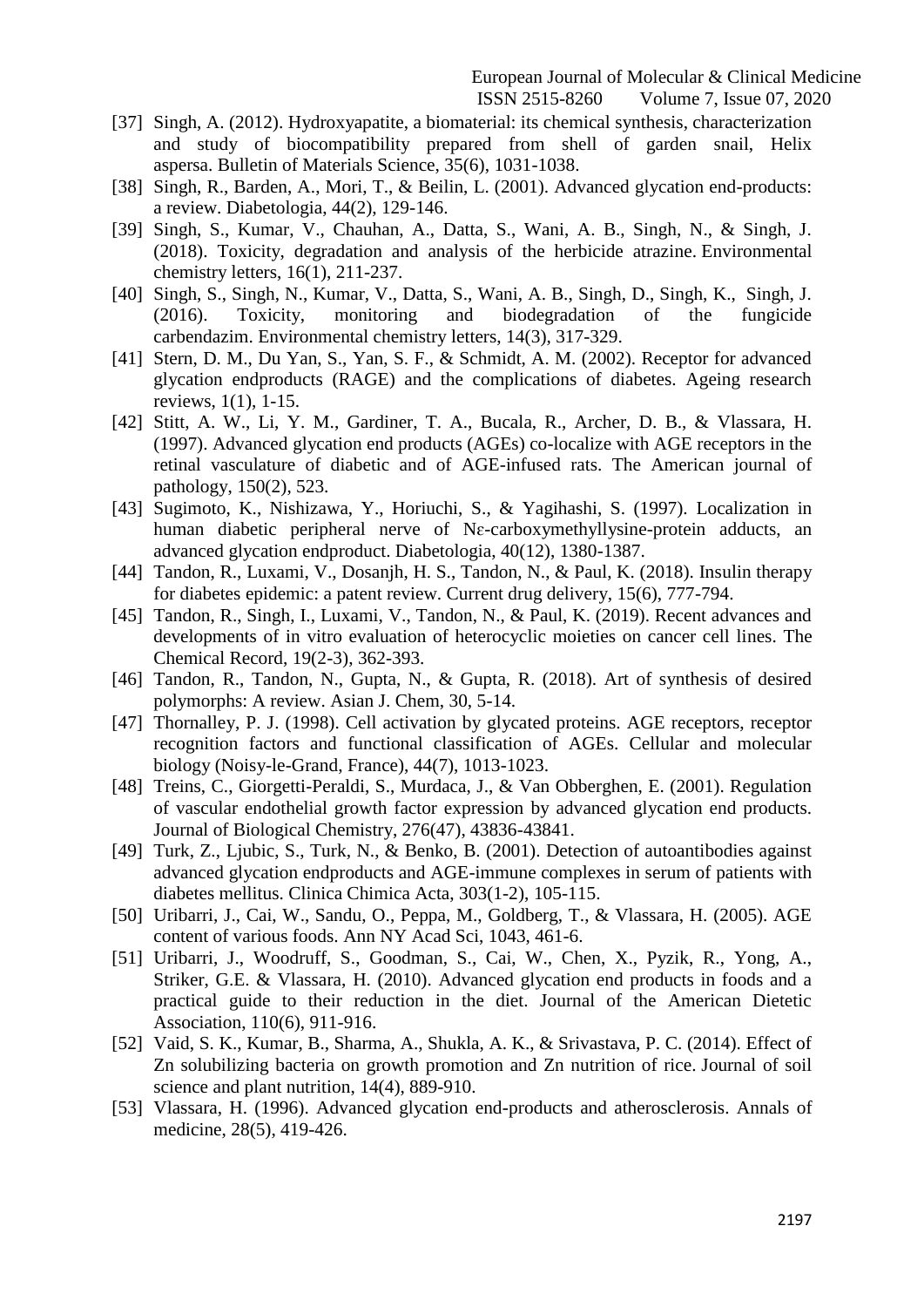[37] Singh, A. (2012). Hydroxyapatite, a biomaterial: its chemical synthesis, characterization and study of biocompatibility prepared from shell of garden snail, Helix aspersa. Bulletin of Materials Science, 35(6), 1031-1038.

[38] Singh, R., Barden, A., Mori, T., & Beilin, L. (2001). Advanced glycation end-products: a review. Diabetologia, 44(2), 129-146.

[39] Singh, S., Kumar, V., Chauhan, A., Datta, S., Wani, A. B., Singh, N., & Singh, J. (2018). Toxicity, degradation and analysis of the herbicide atrazine. Environmental chemistry letters, 16(1), 211-237.

[40] Singh, S., Singh, N., Kumar, V., Datta, S., Wani, A. B., Singh, D., Singh, K., Singh, J. (2016). Toxicity, monitoring and biodegradation of the fungicide carbendazim. Environmental chemistry letters, 14(3), 317-329.

[41] Stern, D. M., Du Yan, S., Yan, S. F., & Schmidt, A. M. (2002). Receptor for advanced glycation endproducts (RAGE) and the complications of diabetes. Ageing research reviews, 1(1), 1-15.

[42] Stitt, A. W., Li, Y. M., Gardiner, T. A., Bucala, R., Archer, D. B., & Vlassara, H. (1997). Advanced glycation end products (AGEs) co-localize with AGE receptors in the retinal vasculature of diabetic and of AGE-infused rats. The American journal of pathology, 150(2), 523.

[43] Sugimoto, K., Nishizawa, Y., Horiuchi, S., & Yagihashi, S. (1997). Localization in human diabetic peripheral nerve of Nε-carboxymethyllysine-protein adducts, an advanced glycation endproduct. Diabetologia, 40(12), 1380-1387.

[44] Tandon, R., Luxami, V., Dosanjh, H. S., Tandon, N., & Paul, K. (2018). Insulin therapy for diabetes epidemic: a patent review. Current drug delivery, 15(6), 777-794.

[45] Tandon, R., Singh, I., Luxami, V., Tandon, N., & Paul, K. (2019). Recent advances and developments of in vitro evaluation of heterocyclic moieties on cancer cell lines. The Chemical Record, 19(2-3), 362-393.

[46] Tandon, R., Tandon, N., Gupta, N., & Gupta, R. (2018). Art of synthesis of desired polymorphs: A review. Asian J. Chem, 30, 5-14.

[47] Thornalley, P. J. (1998). Cell activation by glycated proteins. AGE receptors, receptor recognition factors and functional classification of AGEs. Cellular and molecular biology (Noisy-le-Grand, France), 44(7), 1013-1023.

[48] Treins, C., Giorgetti-Peraldi, S., Murdaca, J., & Van Obberghen, E. (2001). Regulation of vascular endothelial growth factor expression by advanced glycation end products. Journal of Biological Chemistry, 276(47), 43836-43841.

[49] Turk, Z., Ljubic, S., Turk, N., & Benko, B. (2001). Detection of autoantibodies against advanced glycation endproducts and AGE-immune complexes in serum of patients with diabetes mellitus. Clinica Chimica Acta, 303(1-2), 105-115.

[50] Uribarri, J., Cai, W., Sandu, O., Peppa, M., Goldberg, T., & Vlassara, H. (2005). AGE content of various foods. Ann NY Acad Sci, 1043, 461-6.

[51] Uribarri, J., Woodruff, S., Goodman, S., Cai, W., Chen, X., Pyzik, R., Yong, A., Striker, G.E. & Vlassara, H. (2010). Advanced glycation end products in foods and a practical guide to their reduction in the diet. Journal of the American Dietetic Association, 110(6), 911-916.

[52] Vaid, S. K., Kumar, B., Sharma, A., Shukla, A. K., & Srivastava, P. C. (2014). Effect of Zn solubilizing bacteria on growth promotion and Zn nutrition of rice. Journal of soil science and plant nutrition, 14(4), 889-910.

[53] Vlassara, H. (1996). Advanced glycation end-products and atherosclerosis. Annals of medicine, 28(5), 419-426.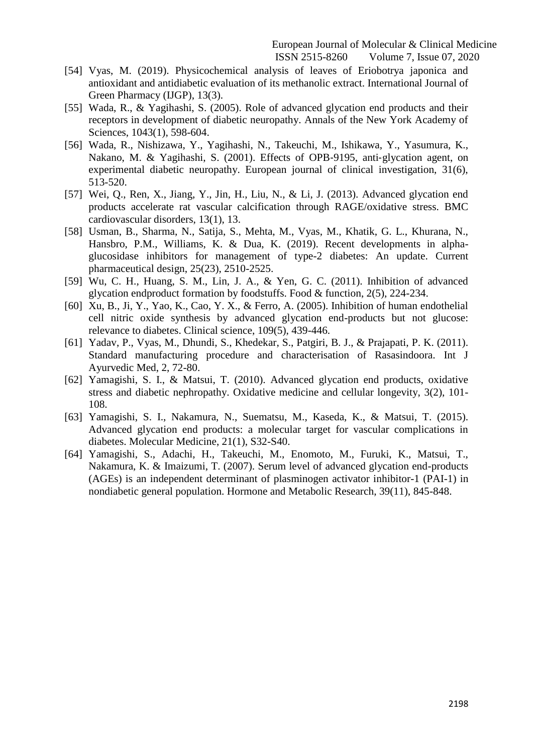[54] Vyas, M. (2019). Physicochemical analysis of leaves of Eriobotrya japonica and antioxidant and antidiabetic evaluation of its methanolic extract. International Journal of Green Pharmacy (IJGP), 13(3).

[55] Wada, R., & Yagihashi, S. (2005). Role of advanced glycation end products and their receptors in development of diabetic neuropathy. Annals of the New York Academy of Sciences, 1043(1), 598-604.

[56] Wada, R., Nishizawa, Y., Yagihashi, N., Takeuchi, M., Ishikawa, Y., Yasumura, K., Nakano, M. & Yagihashi, S. (2001). Effects of OPB-9195, anti-glycation agent, on experimental diabetic neuropathy. European journal of clinical investigation, 31(6), 513-520.

[57] Wei, Q., Ren, X., Jiang, Y., Jin, H., Liu, N., & Li, J. (2013). Advanced glycation end products accelerate rat vascular calcification through RAGE/oxidative stress. BMC cardiovascular disorders, 13(1), 13.

[58] Usman, B., Sharma, N., Satija, S., Mehta, M., Vyas, M., Khatik, G. L., Khurana, N., Hansbro, P.M., Williams, K. & Dua, K. (2019). Recent developments in alpha-glucosidase inhibitors for management of type-2 diabetes: An update. Current pharmaceutical design, 25(23), 2510-2525.

[59] Wu, C. H., Huang, S. M., Lin, J. A., & Yen, G. C. (2011). Inhibition of advanced glycation endproduct formation by foodstuffs. Food & function, 2(5), 224-234.

[60] Xu, B., Ji, Y., Yao, K., Cao, Y. X., & Ferro, A. (2005). Inhibition of human endothelial cell nitric oxide synthesis by advanced glycation end-products but not glucose: relevance to diabetes. Clinical science, 109(5), 439-446.

[61] Yadav, P., Vyas, M., Dhundi, S., Khedekar, S., Patgiri, B. J., & Prajapati, P. K. (2011). Standard manufacturing procedure and characterisation of Rasasindoora. Int J Ayurvedic Med, 2, 72-80.

[62] Yamagishi, S. I., & Matsui, T. (2010). Advanced glycation end products, oxidative stress and diabetic nephropathy. Oxidative medicine and cellular longevity, 3(2), 101-108.

[63] Yamagishi, S. I., Nakamura, N., Suematsu, M., Kaseda, K., & Matsui, T. (2015). Advanced glycation end products: a molecular target for vascular complications in diabetes. Molecular Medicine, 21(1), S32-S40.

[64] Yamagishi, S., Adachi, H., Takeuchi, M., Enomoto, M., Furuki, K., Matsui, T., Nakamura, K. & Imaizumi, T. (2007). Serum level of advanced glycation end-products (AGEs) is an independent determinant of plasminogen activator inhibitor-1 (PAI-1) in nondiabetic general population. Hormone and Metabolic Research, 39(11), 845-848.